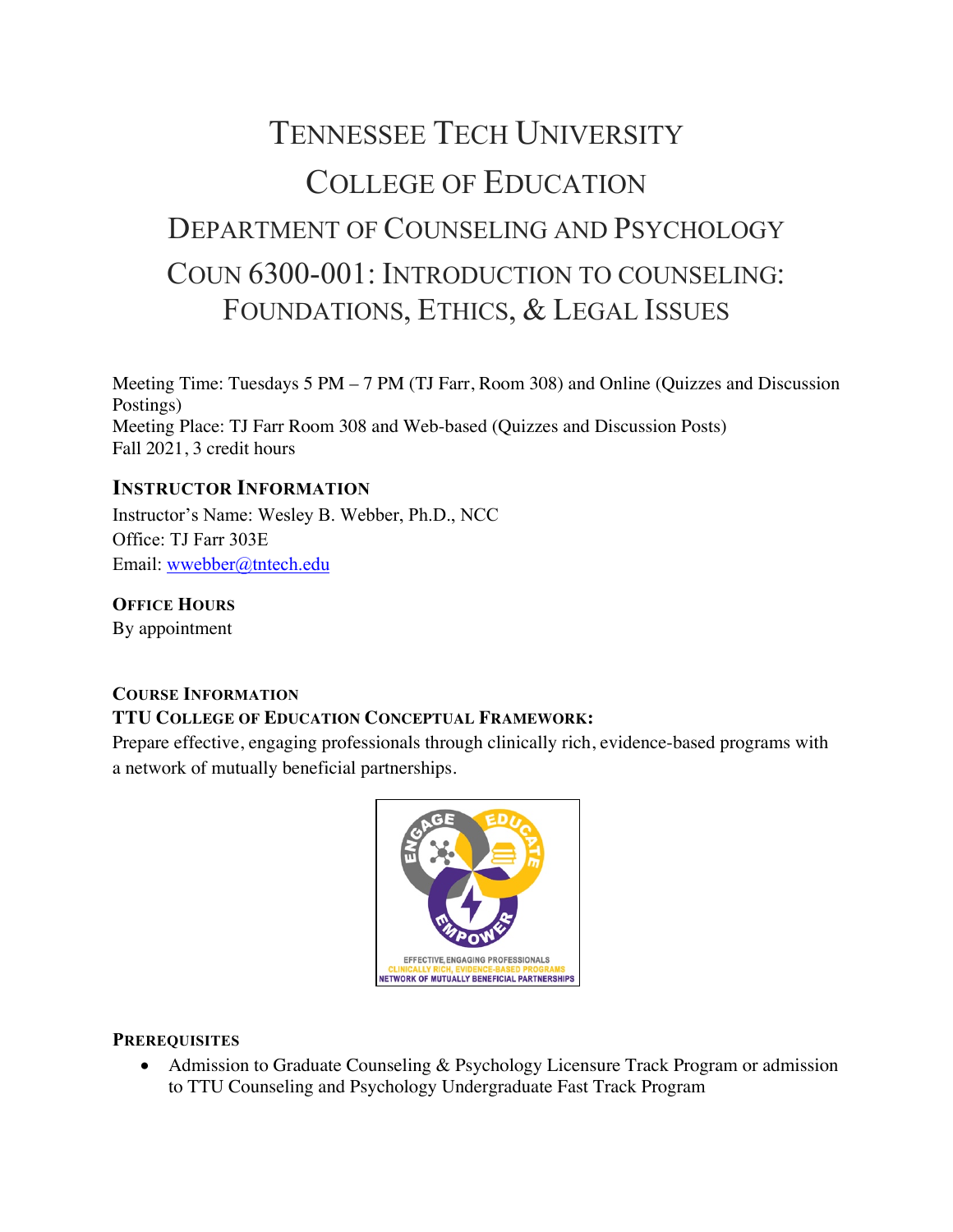# Tennessee Tech University

# College of Education

## Department of Counseling and Psychology

## COUN 6300-001: Introduction to counseling: Foundations, Ethics, & Legal Issues

Meeting Time: Tuesdays 5 PM – 7 PM (TJ Farr, Room 308) and Online (Quizzes and Discussion Postings)
Meeting Place: TJ Farr Room 308 and Web-based (Quizzes and Discussion Posts)
Fall 2021, 3 credit hours

### Instructor Information

Instructor's Name: Wesley B. Webber, Ph.D., NCC
Office: TJ Farr 303E
Email: wwebber@tntech.edu

**Office Hours**

By appointment

**Course Information**

**TTU College of Education Conceptual Framework:**

Prepare effective, engaging professionals through clinically rich, evidence-based programs with a network of mutually beneficial partnerships.

**Prerequisites**

- Admission to Graduate Counseling & Psychology Licensure Track Program or admission to TTU Counseling and Psychology Undergraduate Fast Track Program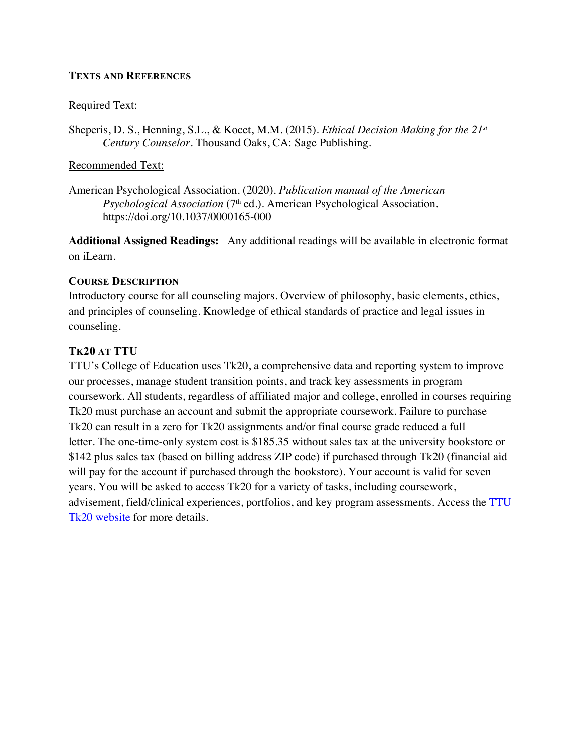## Texts and References

Required Text:

Sheperis, D. S., Henning, S.L., & Kocet, M.M. (2015). *Ethical Decision Making for the 21st Century Counselor*. Thousand Oaks, CA: Sage Publishing.

Recommended Text:

American Psychological Association. (2020). *Publication manual of the American Psychological Association* (7th ed.). American Psychological Association. https://doi.org/10.1037/0000165-000

**Additional Assigned Readings:** Any additional readings will be available in electronic format on iLearn.

## Course Description

Introductory course for all counseling majors. Overview of philosophy, basic elements, ethics, and principles of counseling. Knowledge of ethical standards of practice and legal issues in counseling.

## Tk20 at TTU

TTU's College of Education uses Tk20, a comprehensive data and reporting system to improve our processes, manage student transition points, and track key assessments in program coursework. All students, regardless of affiliated major and college, enrolled in courses requiring Tk20 must purchase an account and submit the appropriate coursework. Failure to purchase Tk20 can result in a zero for Tk20 assignments and/or final course grade reduced a full letter. The one-time-only system cost is $185.35 without sales tax at the university bookstore or $142 plus sales tax (based on billing address ZIP code) if purchased through Tk20 (financial aid will pay for the account if purchased through the bookstore). Your account is valid for seven years. You will be asked to access Tk20 for a variety of tasks, including coursework, advisement, field/clinical experiences, portfolios, and key program assessments. Access the [TTU Tk20 website]() for more details.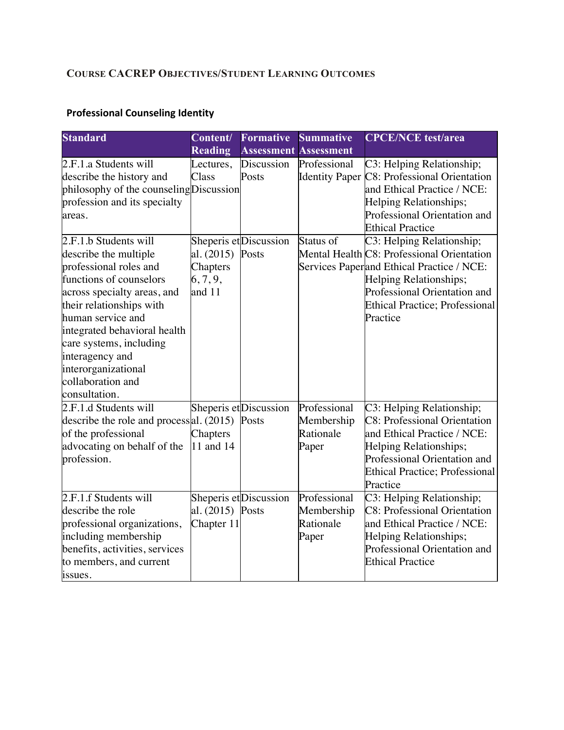## Course CACREP Objectives/Student Learning Outcomes

### Professional Counseling Identity

| Standard | Content/ Reading | Formative Assessment | Summative Assessment | CPCE/NCE test/area |
|---|---|---|---|---|
| 2.F.1.a Students will describe the history and philosophy of the counseling profession and its specialty areas. | Lectures, Class Discussion | Discussion Posts | Professional Identity Paper | C3: Helping Relationship; C8: Professional Orientation and Ethical Practice / NCE: Helping Relationships; Professional Orientation and Ethical Practice |
| 2.F.1.b Students will describe the multiple professional roles and functions of counselors across specialty areas, and their relationships with human service and integrated behavioral health care systems, including interagency and interorganizational collaboration and consultation. | Sheperis et al. (2015) Chapters 6, 7, 9, and 11 | Discussion Posts | Status of Mental Health Services Paper | C3: Helping Relationship; C8: Professional Orientation and Ethical Practice / NCE: Helping Relationships; Professional Orientation and Ethical Practice; Professional Practice |
| 2.F.1.d Students will describe the role and process of the professional advocating on behalf of the profession. | Sheperis et al. (2015) Chapters 11 and 14 | Discussion Posts | Professional Membership Rationale Paper | C3: Helping Relationship; C8: Professional Orientation and Ethical Practice / NCE: Helping Relationships; Professional Orientation and Ethical Practice; Professional Practice |
| 2.F.1.f Students will describe the role professional organizations, including membership benefits, activities, services to members, and current issues. | Sheperis et al. (2015) Chapter 11 | Discussion Posts | Professional Membership Rationale Paper | C3: Helping Relationship; C8: Professional Orientation and Ethical Practice / NCE: Helping Relationships; Professional Orientation and Ethical Practice |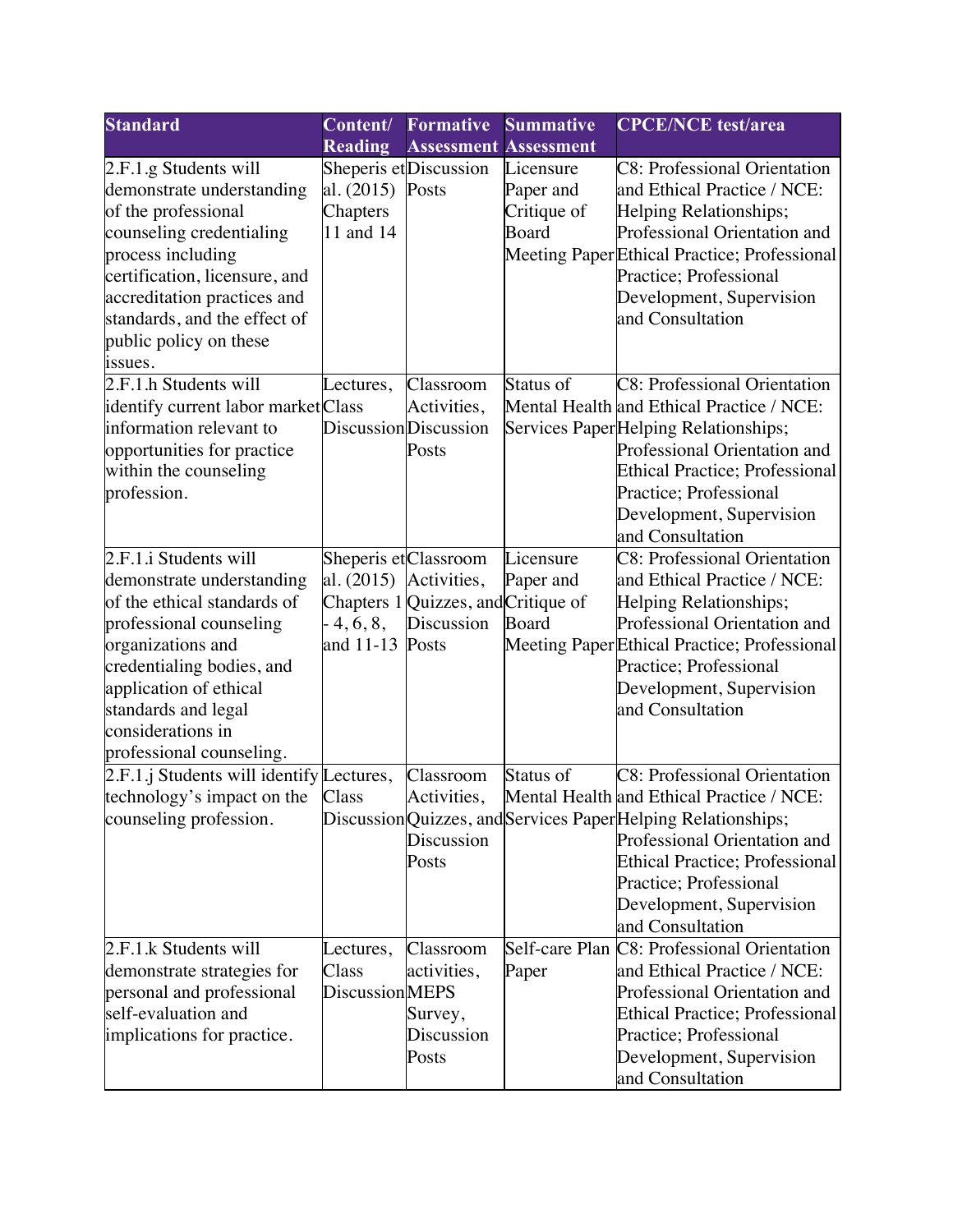| Standard | Content/ Reading | Formative Assessment | Summative Assessment | CPCE/NCE test/area |
|---|---|---|---|---|
| 2.F.1.g Students will demonstrate understanding of the professional counseling credentialing process including certification, licensure, and accreditation practices and standards, and the effect of public policy on these issues. | Sheperis et al. (2015) Chapters 11 and 14 | Discussion Posts | Licensure Paper and Critique of Board Meeting Paper | C8: Professional Orientation and Ethical Practice / NCE: Helping Relationships; Professional Orientation and Ethical Practice; Professional Practice; Professional Development, Supervision and Consultation |
| 2.F.1.h Students will identify current labor market information relevant to opportunities for practice within the counseling profession. | Lectures, Class Discussion | Classroom Activities, Discussion Posts | Status of Mental Health Services Paper | C8: Professional Orientation and Ethical Practice / NCE: Helping Relationships; Professional Orientation and Ethical Practice; Professional Practice; Professional Development, Supervision and Consultation |
| 2.F.1.i Students will demonstrate understanding of the ethical standards of professional counseling organizations and credentialing bodies, and application of ethical standards and legal considerations in professional counseling. | Sheperis et al. (2015) Chapters 1 - 4, 6, 8, and 11-13 | Classroom Activities, Quizzes, and Discussion Posts | Licensure Paper and Critique of Board Meeting Paper | C8: Professional Orientation and Ethical Practice / NCE: Helping Relationships; Professional Orientation and Ethical Practice; Professional Practice; Professional Development, Supervision and Consultation |
| 2.F.1.j Students will identify technology's impact on the counseling profession. | Lectures, Class Discussion | Classroom Activities, Quizzes, and Discussion Posts | Status of Mental Health Services Paper | C8: Professional Orientation and Ethical Practice / NCE: Helping Relationships; Professional Orientation and Ethical Practice; Professional Practice; Professional Development, Supervision and Consultation |
| 2.F.1.k Students will demonstrate strategies for personal and professional self-evaluation and implications for practice. | Lectures, Class Discussion | Classroom activities, MEPS Survey, Discussion Posts | Self-care Plan Paper | C8: Professional Orientation and Ethical Practice / NCE: Professional Orientation and Ethical Practice; Professional Practice; Professional Development, Supervision and Consultation |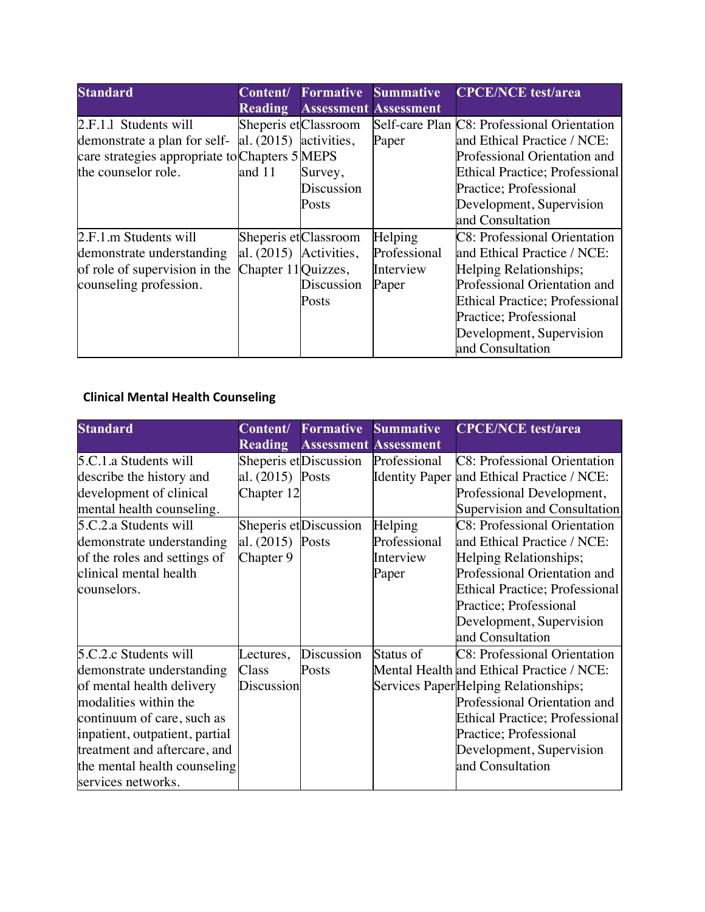| Standard | Content/ Reading | Formative Assessment | Summative Assessment | CPCE/NCE test/area |
|---|---|---|---|---|
| 2.F.1.l Students will demonstrate a plan for self-care strategies appropriate to the counselor role. | Sheperis et al. (2015) Chapters 5 and 11 | Classroom activities, MEPS Survey, Discussion Posts | Self-care Plan Paper | C8: Professional Orientation and Ethical Practice / NCE: Professional Orientation and Ethical Practice; Professional Practice; Professional Development, Supervision and Consultation |
| 2.F.1.m Students will demonstrate understanding of role of supervision in the counseling profession. | Sheperis et al. (2015) Chapter 11 | Classroom Activities, Quizzes, Discussion Posts | Helping Professional Interview Paper | C8: Professional Orientation and Ethical Practice / NCE: Helping Relationships; Professional Orientation and Ethical Practice; Professional Practice; Professional Development, Supervision and Consultation |

### Clinical Mental Health Counseling

| Standard | Content/ Reading | Formative Assessment | Summative Assessment | CPCE/NCE test/area |
|---|---|---|---|---|
| 5.C.1.a Students will describe the history and development of clinical mental health counseling. | Sheperis et al. (2015) Chapter 12 | Discussion Posts | Professional Identity Paper | C8: Professional Orientation and Ethical Practice / NCE: Professional Development, Supervision and Consultation |
| 5.C.2.a Students will demonstrate understanding of the roles and settings of clinical mental health counselors. | Sheperis et al. (2015) Chapter 9 | Discussion Posts | Helping Professional Interview Paper | C8: Professional Orientation and Ethical Practice / NCE: Helping Relationships; Professional Orientation and Ethical Practice; Professional Practice; Professional Development, Supervision and Consultation |
| 5.C.2.c Students will demonstrate understanding of mental health delivery modalities within the continuum of care, such as inpatient, outpatient, partial treatment and aftercare, and the mental health counseling services networks. | Lectures, Class Discussion | Discussion Posts | Status of Mental Health Services Paper | C8: Professional Orientation and Ethical Practice / NCE: Helping Relationships; Professional Orientation and Ethical Practice; Professional Practice; Professional Development, Supervision and Consultation |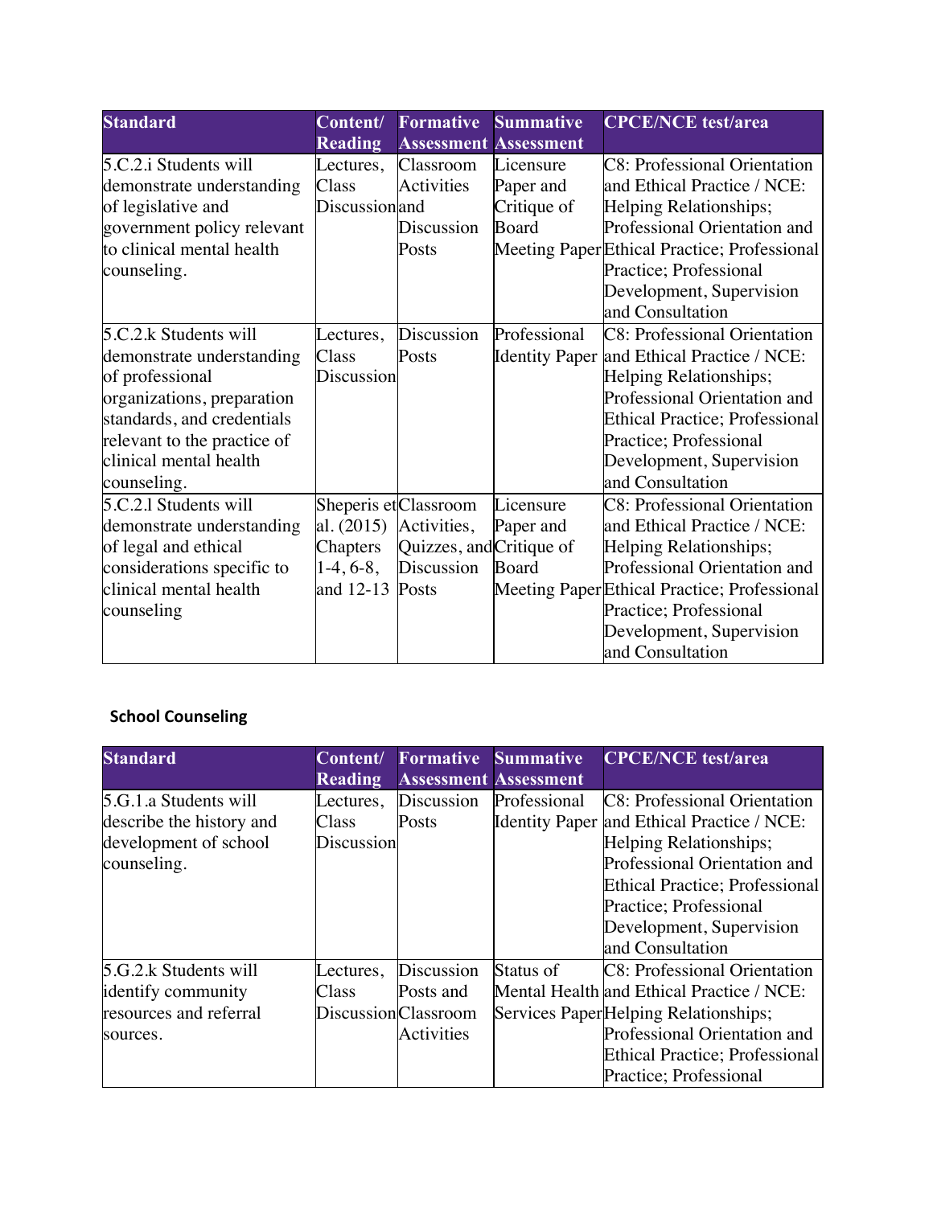| Standard | Content/ Reading | Formative Assessment | Summative Assessment | CPCE/NCE test/area |
|---|---|---|---|---|
| 5.C.2.i Students will demonstrate understanding of legislative and government policy relevant to clinical mental health counseling. | Lectures, Class Discussion | Classroom Activities and Discussion Posts | Licensure Paper and Critique of Board Meeting Paper | C8: Professional Orientation and Ethical Practice / NCE: Helping Relationships; Professional Orientation and Ethical Practice; Professional Practice; Professional Development, Supervision and Consultation |
| 5.C.2.k Students will demonstrate understanding of professional organizations, preparation standards, and credentials relevant to the practice of clinical mental health counseling. | Lectures, Class Discussion | Discussion Posts | Professional Identity Paper | C8: Professional Orientation and Ethical Practice / NCE: Helping Relationships; Professional Orientation and Ethical Practice; Professional Practice; Professional Development, Supervision and Consultation |
| 5.C.2.l Students will demonstrate understanding of legal and ethical considerations specific to clinical mental health counseling | Sheperis et al. (2015) Chapters 1-4, 6-8, and 12-13 | Classroom Activities, Quizzes, and Discussion Posts | Licensure Paper and Critique of Board Meeting Paper | C8: Professional Orientation and Ethical Practice / NCE: Helping Relationships; Professional Orientation and Ethical Practice; Professional Practice; Professional Development, Supervision and Consultation |

**School Counseling**

| Standard | Content/ Reading | Formative Assessment | Summative Assessment | CPCE/NCE test/area |
|---|---|---|---|---|
| 5.G.1.a Students will describe the history and development of school counseling. | Lectures, Class Discussion | Discussion Posts | Professional Identity Paper | C8: Professional Orientation and Ethical Practice / NCE: Helping Relationships; Professional Orientation and Ethical Practice; Professional Practice; Professional Development, Supervision and Consultation |
| 5.G.2.k Students will identify community resources and referral sources. | Lectures, Class Discussion | Discussion Posts and Classroom Activities | Status of Mental Health Services Paper | C8: Professional Orientation and Ethical Practice / NCE: Helping Relationships; Professional Orientation and Ethical Practice; Professional Practice; Professional |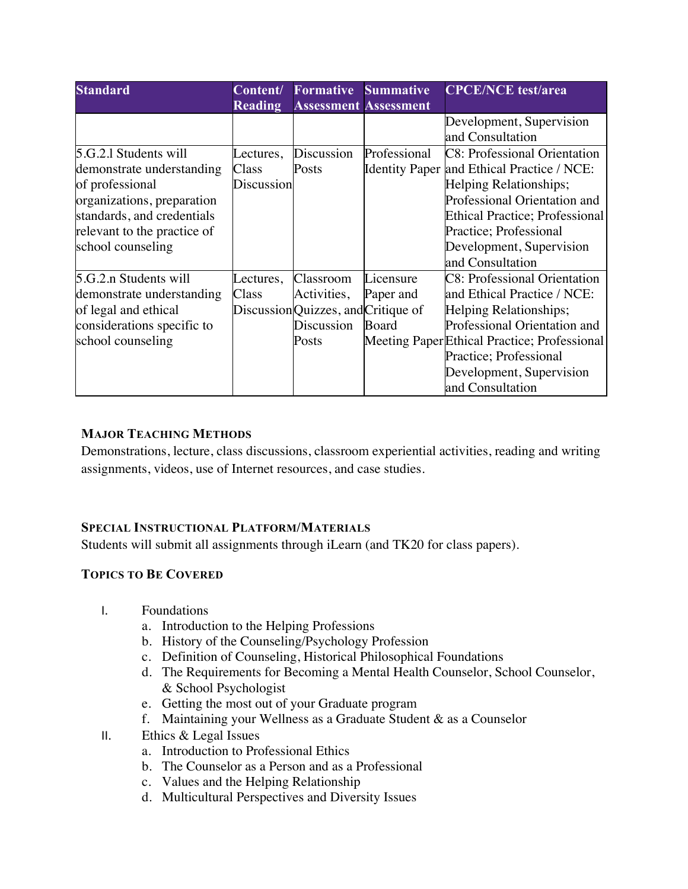| Standard | Content/ Reading | Formative Assessment | Summative Assessment | CPCE/NCE test/area |
|---|---|---|---|---|
| | | | | Development, Supervision and Consultation |
| 5.G.2.l Students will demonstrate understanding of professional organizations, preparation standards, and credentials relevant to the practice of school counseling | Lectures, Class Discussion | Discussion Posts | Professional Identity Paper | C8: Professional Orientation and Ethical Practice / NCE: Helping Relationships; Professional Orientation and Ethical Practice; Professional Practice; Professional Development, Supervision and Consultation |
| 5.G.2.n Students will demonstrate understanding of legal and ethical considerations specific to school counseling | Lectures, Class Discussion | Classroom Activities, Quizzes, and Discussion Posts | Licensure Paper and Critique of Board Meeting Paper | C8: Professional Orientation and Ethical Practice / NCE: Helping Relationships; Professional Orientation and Ethical Practice; Professional Practice; Professional Development, Supervision and Consultation |

### MAJOR TEACHING METHODS

Demonstrations, lecture, class discussions, classroom experiential activities, reading and writing assignments, videos, use of Internet resources, and case studies.

### SPECIAL INSTRUCTIONAL PLATFORM/MATERIALS

Students will submit all assignments through iLearn (and TK20 for class papers).

### TOPICS TO BE COVERED

I. Foundations
   a. Introduction to the Helping Professions
   b. History of the Counseling/Psychology Profession
   c. Definition of Counseling, Historical Philosophical Foundations
   d. The Requirements for Becoming a Mental Health Counselor, School Counselor, & School Psychologist
   e. Getting the most out of your Graduate program
   f. Maintaining your Wellness as a Graduate Student & as a Counselor

II. Ethics & Legal Issues
   a. Introduction to Professional Ethics
   b. The Counselor as a Person and as a Professional
   c. Values and the Helping Relationship
   d. Multicultural Perspectives and Diversity Issues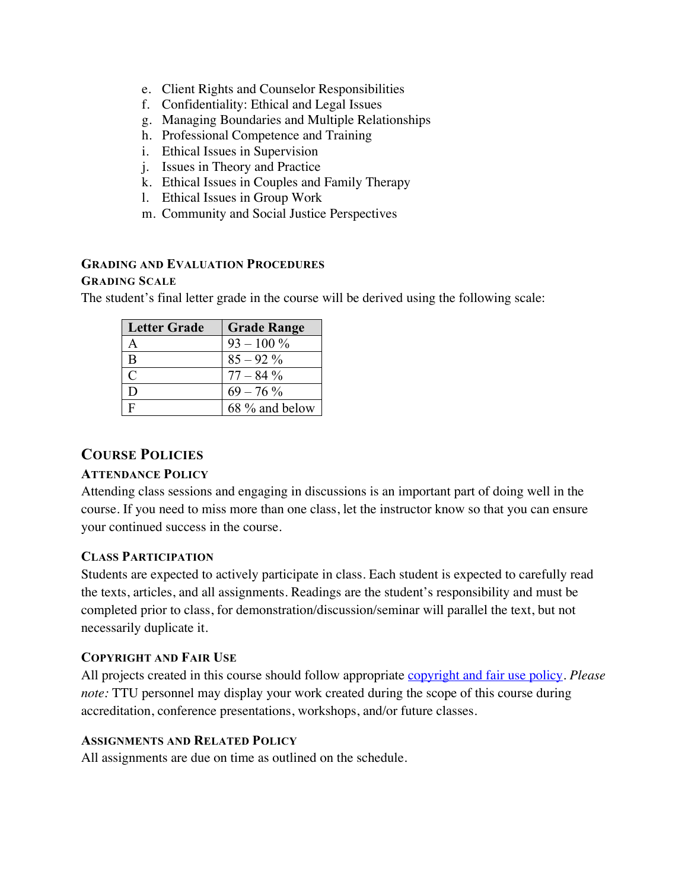e. Client Rights and Counselor Responsibilities
f. Confidentiality: Ethical and Legal Issues
g. Managing Boundaries and Multiple Relationships
h. Professional Competence and Training
i. Ethical Issues in Supervision
j. Issues in Theory and Practice
k. Ethical Issues in Couples and Family Therapy
l. Ethical Issues in Group Work
m. Community and Social Justice Perspectives

### Grading and Evaluation Procedures

#### Grading Scale

The student's final letter grade in the course will be derived using the following scale:

| Letter Grade | Grade Range |
|---|---|
| A | 93 – 100 % |
| B | 85 – 92 % |
| C | 77 – 84 % |
| D | 69 – 76 % |
| F | 68 % and below |

## Course Policies

#### Attendance Policy

Attending class sessions and engaging in discussions is an important part of doing well in the course. If you need to miss more than one class, let the instructor know so that you can ensure your continued success in the course.

#### Class Participation

Students are expected to actively participate in class. Each student is expected to carefully read the texts, articles, and all assignments. Readings are the student's responsibility and must be completed prior to class, for demonstration/discussion/seminar will parallel the text, but not necessarily duplicate it.

#### Copyright and Fair Use

All projects created in this course should follow appropriate copyright and fair use policy. *Please note:* TTU personnel may display your work created during the scope of this course during accreditation, conference presentations, workshops, and/or future classes.

#### Assignments and Related Policy

All assignments are due on time as outlined on the schedule.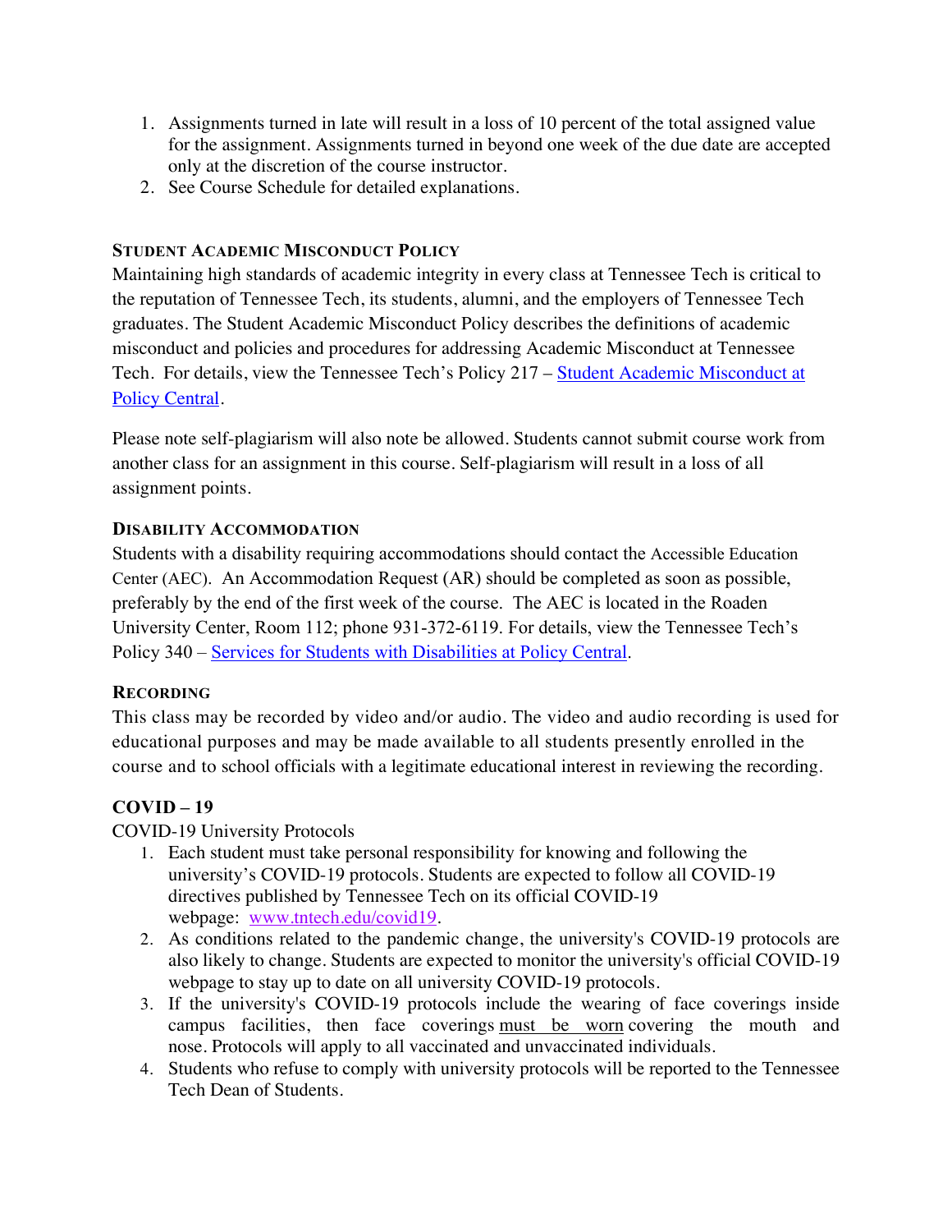1. Assignments turned in late will result in a loss of 10 percent of the total assigned value for the assignment. Assignments turned in beyond one week of the due date are accepted only at the discretion of the course instructor.
2. See Course Schedule for detailed explanations.

### Student Academic Misconduct Policy

Maintaining high standards of academic integrity in every class at Tennessee Tech is critical to the reputation of Tennessee Tech, its students, alumni, and the employers of Tennessee Tech graduates. The Student Academic Misconduct Policy describes the definitions of academic misconduct and policies and procedures for addressing Academic Misconduct at Tennessee Tech. For details, view the Tennessee Tech's Policy 217 – [Student Academic Misconduct at Policy Central](#).

Please note self-plagiarism will also note be allowed. Students cannot submit course work from another class for an assignment in this course. Self-plagiarism will result in a loss of all assignment points.

### Disability Accommodation

Students with a disability requiring accommodations should contact the Accessible Education Center (AEC). An Accommodation Request (AR) should be completed as soon as possible, preferably by the end of the first week of the course. The AEC is located in the Roaden University Center, Room 112; phone 931-372-6119. For details, view the Tennessee Tech's Policy 340 – [Services for Students with Disabilities at Policy Central](#).

### Recording

This class may be recorded by video and/or audio. The video and audio recording is used for educational purposes and may be made available to all students presently enrolled in the course and to school officials with a legitimate educational interest in reviewing the recording.

### COVID – 19

COVID-19 University Protocols

1. Each student must take personal responsibility for knowing and following the university's COVID-19 protocols. Students are expected to follow all COVID-19 directives published by Tennessee Tech on its official COVID-19 webpage: [www.tntech.edu/covid19](www.tntech.edu/covid19).
2. As conditions related to the pandemic change, the university's COVID-19 protocols are also likely to change. Students are expected to monitor the university's official COVID-19 webpage to stay up to date on all university COVID-19 protocols.
3. If the university's COVID-19 protocols include the wearing of face coverings inside campus facilities, then face coverings <u>must be worn</u> covering the mouth and nose. Protocols will apply to all vaccinated and unvaccinated individuals.
4. Students who refuse to comply with university protocols will be reported to the Tennessee Tech Dean of Students.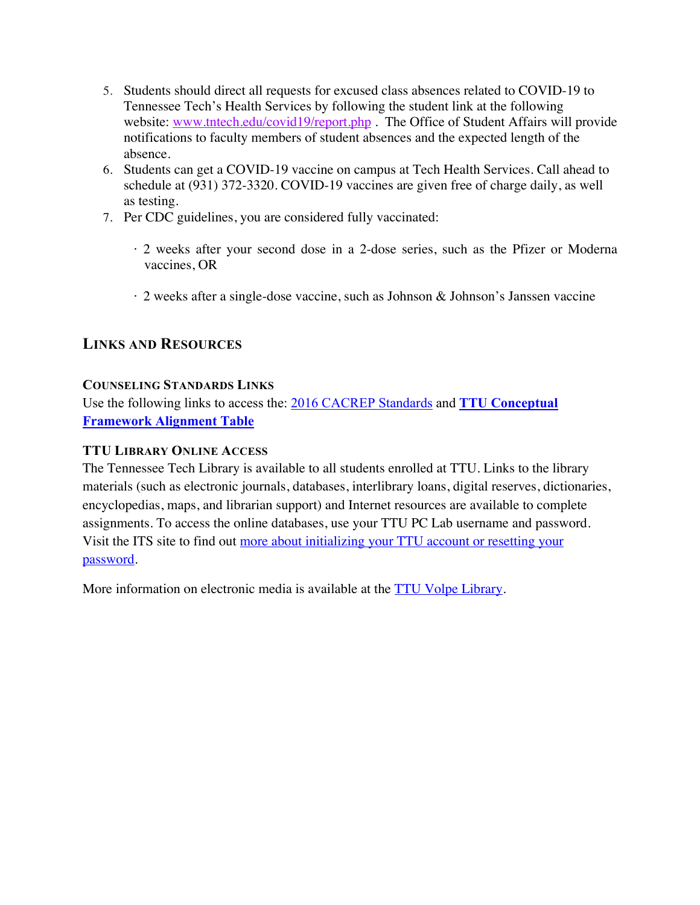5. Students should direct all requests for excused class absences related to COVID-19 to Tennessee Tech's Health Services by following the student link at the following website: www.tntech.edu/covid19/report.php . The Office of Student Affairs will provide notifications to faculty members of student absences and the expected length of the absence.
6. Students can get a COVID-19 vaccine on campus at Tech Health Services. Call ahead to schedule at (931) 372-3320. COVID-19 vaccines are given free of charge daily, as well as testing.
7. Per CDC guidelines, you are considered fully vaccinated:

   · 2 weeks after your second dose in a 2-dose series, such as the Pfizer or Moderna vaccines, OR

   · 2 weeks after a single-dose vaccine, such as Johnson & Johnson's Janssen vaccine

## Links and Resources

### Counseling Standards Links

Use the following links to access the: 2016 CACREP Standards and **TTU Conceptual Framework Alignment Table**

### TTU Library Online Access

The Tennessee Tech Library is available to all students enrolled at TTU. Links to the library materials (such as electronic journals, databases, interlibrary loans, digital reserves, dictionaries, encyclopedias, maps, and librarian support) and Internet resources are available to complete assignments. To access the online databases, use your TTU PC Lab username and password. Visit the ITS site to find out more about initializing your TTU account or resetting your password.

More information on electronic media is available at the TTU Volpe Library.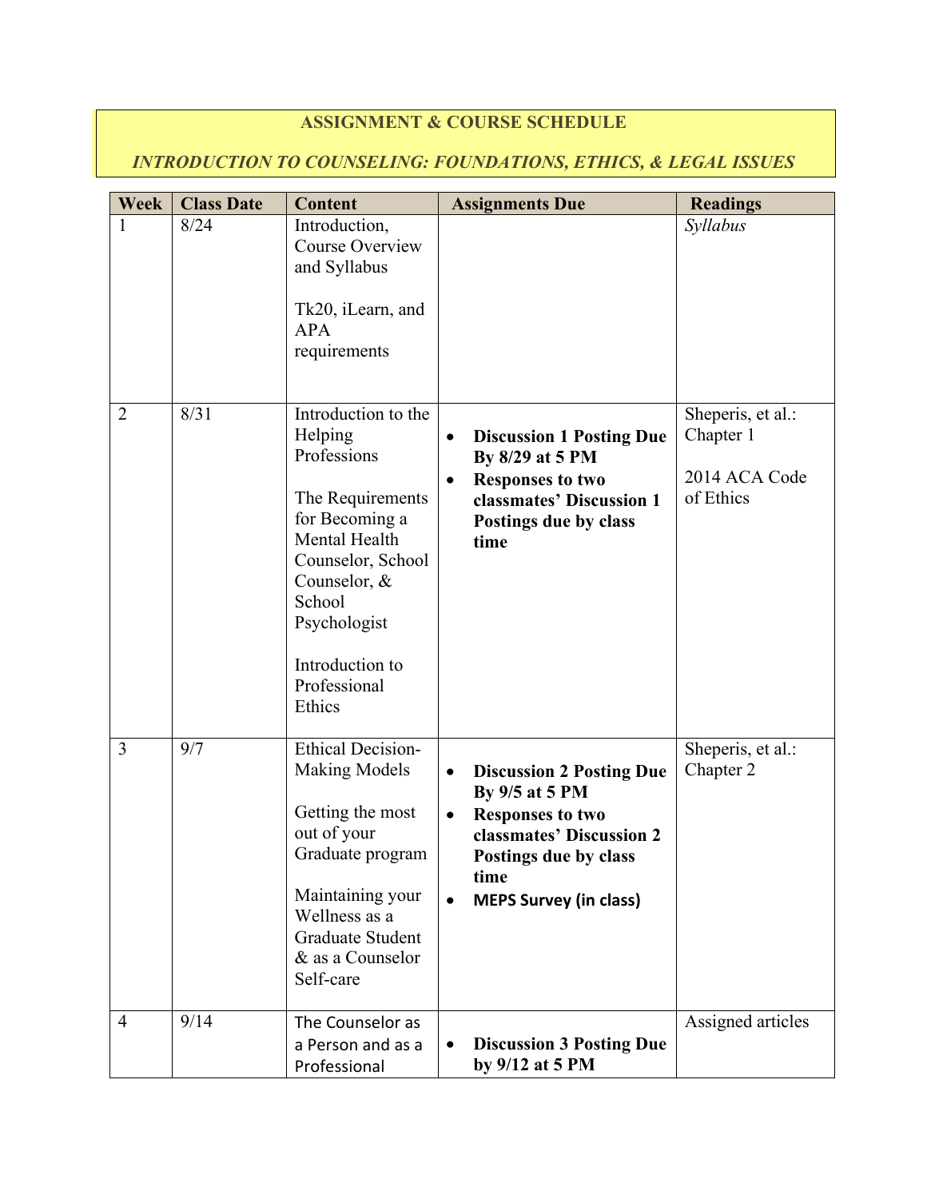**ASSIGNMENT & COURSE SCHEDULE**

***INTRODUCTION TO COUNSELING: FOUNDATIONS, ETHICS, & LEGAL ISSUES***

| Week | Class Date | Content | Assignments Due | Readings |
|---|---|---|---|---|
| 1 | 8/24 | Introduction, Course Overview and Syllabus<br><br>Tk20, iLearn, and APA requirements | | *Syllabus* |
| 2 | 8/31 | Introduction to the Helping Professions<br><br>The Requirements for Becoming a Mental Health Counselor, School Counselor, & School Psychologist<br><br>Introduction to Professional Ethics | • **Discussion 1 Posting Due By 8/29 at 5 PM**<br>• **Responses to two classmates' Discussion 1 Postings due by class time** | Sheperis, et al.: Chapter 1<br><br>2014 ACA Code of Ethics |
| 3 | 9/7 | Ethical Decision-Making Models<br><br>Getting the most out of your Graduate program<br><br>Maintaining your Wellness as a Graduate Student & as a Counselor Self-care | • **Discussion 2 Posting Due By 9/5 at 5 PM**<br>• **Responses to two classmates' Discussion 2 Postings due by class time**<br>• **MEPS Survey (in class)** | Sheperis, et al.: Chapter 2 |
| 4 | 9/14 | The Counselor as a Person and as a Professional | • **Discussion 3 Posting Due by 9/12 at 5 PM** | Assigned articles |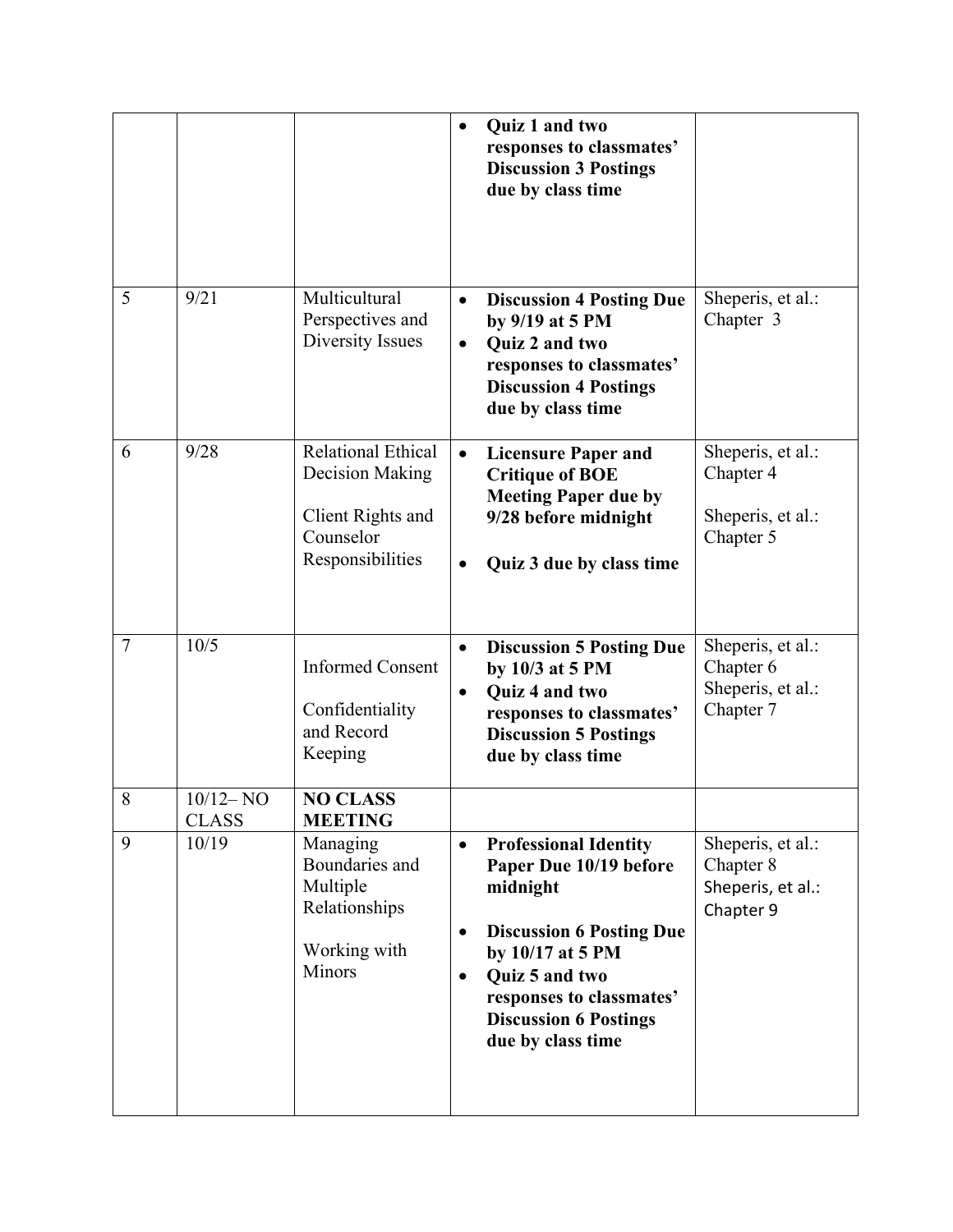| | | | | |
|---|---|---|---|---|
| | | | • **Quiz 1 and two responses to classmates' Discussion 3 Postings due by class time** | |
| 5 | 9/21 | Multicultural Perspectives and Diversity Issues | • **Discussion 4 Posting Due by 9/19 at 5 PM**<br>• **Quiz 2 and two responses to classmates' Discussion 4 Postings due by class time** | Sheperis, et al.: Chapter 3 |
| 6 | 9/28 | Relational Ethical Decision Making<br><br>Client Rights and Counselor Responsibilities | • **Licensure Paper and Critique of BOE Meeting Paper due by 9/28 before midnight**<br><br>• **Quiz 3 due by class time** | Sheperis, et al.: Chapter 4<br><br>Sheperis, et al.: Chapter 5 |
| 7 | 10/5 | Informed Consent<br><br>Confidentiality and Record Keeping | • **Discussion 5 Posting Due by 10/3 at 5 PM**<br>• **Quiz 4 and two responses to classmates' Discussion 5 Postings due by class time** | Sheperis, et al.: Chapter 6<br>Sheperis, et al.: Chapter 7 |
| 8 | 10/12– NO CLASS | **NO CLASS MEETING** | | |
| 9 | 10/19 | Managing Boundaries and Multiple Relationships<br><br>Working with Minors | • **Professional Identity Paper Due 10/19 before midnight**<br><br>• **Discussion 6 Posting Due by 10/17 at 5 PM**<br>• **Quiz 5 and two responses to classmates' Discussion 6 Postings due by class time** | Sheperis, et al.: Chapter 8<br>Sheperis, et al.: Chapter 9 |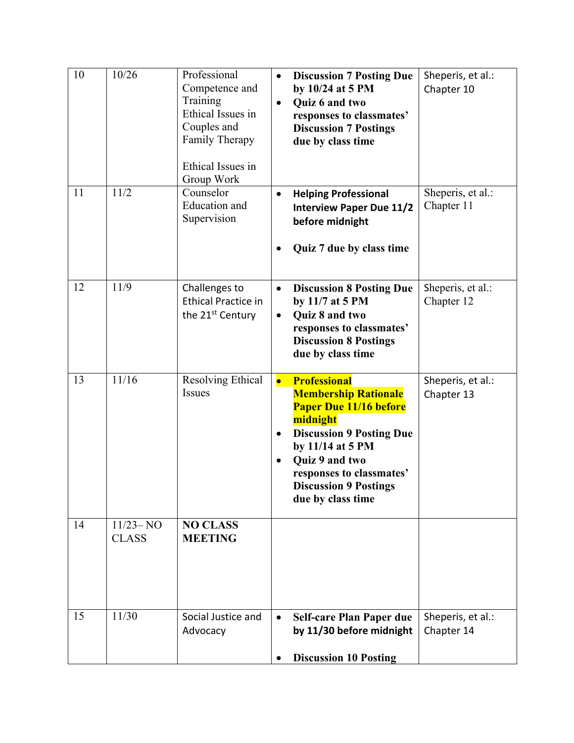| | | | | |
|---|---|---|---|---|
| 10 | 10/26 | Professional Competence and Training Ethical Issues in Couples and Family Therapy<br><br>Ethical Issues in Group Work | • **Discussion 7 Posting Due by 10/24 at 5 PM**<br>• **Quiz 6 and two responses to classmates' Discussion 7 Postings due by class time** | Sheperis, et al.: Chapter 10 |
| 11 | 11/2 | Counselor Education and Supervision | • **Helping Professional Interview Paper Due 11/2 before midnight**<br><br>• **Quiz 7 due by class time** | Sheperis, et al.: Chapter 11 |
| 12 | 11/9 | Challenges to Ethical Practice in the 21st Century | • **Discussion 8 Posting Due by 11/7 at 5 PM**<br>• **Quiz 8 and two responses to classmates' Discussion 8 Postings due by class time** | Sheperis, et al.: Chapter 12 |
| 13 | 11/16 | Resolving Ethical Issues | • **Professional Membership Rationale Paper Due 11/16 before midnight**<br>• **Discussion 9 Posting Due by 11/14 at 5 PM**<br>• **Quiz 9 and two responses to classmates' Discussion 9 Postings due by class time** | Sheperis, et al.: Chapter 13 |
| 14 | 11/23– NO CLASS | **NO CLASS MEETING** | | |
| 15 | 11/30 | Social Justice and Advocacy | • **Self-care Plan Paper due by 11/30 before midnight**<br><br>• **Discussion 10 Posting** | Sheperis, et al.: Chapter 14 |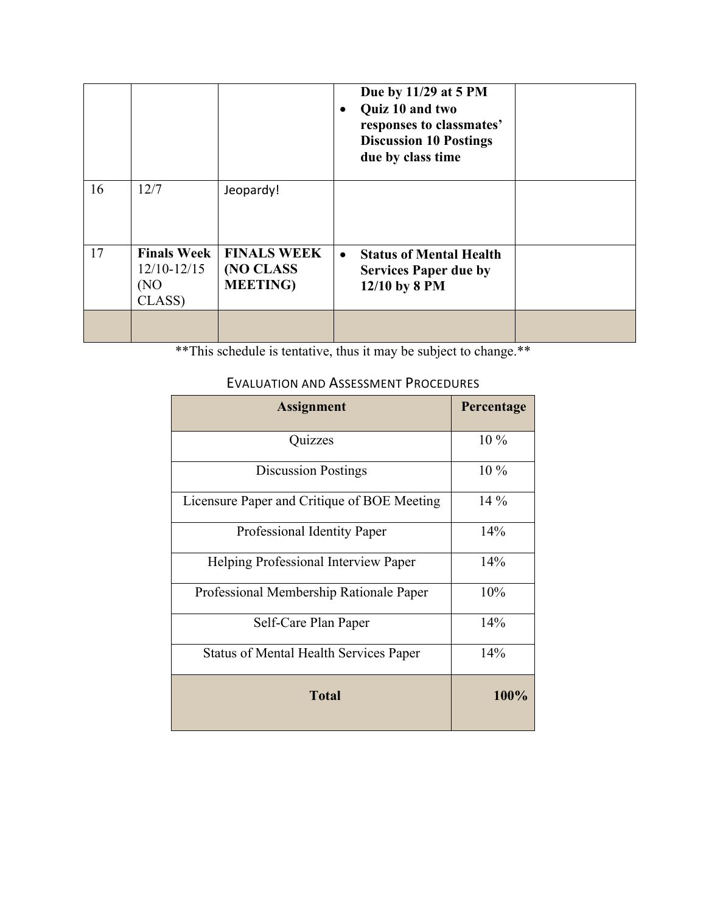| | | | | |
|---|---|---|---|---|
| | | | **Due by 11/29 at 5 PM**<br>• **Quiz 10 and two responses to classmates' Discussion 10 Postings due by class time** | |
| 16 | 12/7 | Jeopardy! | | |
| 17 | **Finals Week** 12/10-12/15 (NO CLASS) | **FINALS WEEK (NO CLASS MEETING)** | • **Status of Mental Health Services Paper due by 12/10 by 8 PM** | |
| | | | | |

**This schedule is tentative, thus it may be subject to change.**

## Evaluation and Assessment Procedures

| Assignment | Percentage |
|---|---|
| Quizzes | 10 % |
| Discussion Postings | 10 % |
| Licensure Paper and Critique of BOE Meeting | 14 % |
| Professional Identity Paper | 14% |
| Helping Professional Interview Paper | 14% |
| Professional Membership Rationale Paper | 10% |
| Self-Care Plan Paper | 14% |
| Status of Mental Health Services Paper | 14% |
| **Total** | **100%** |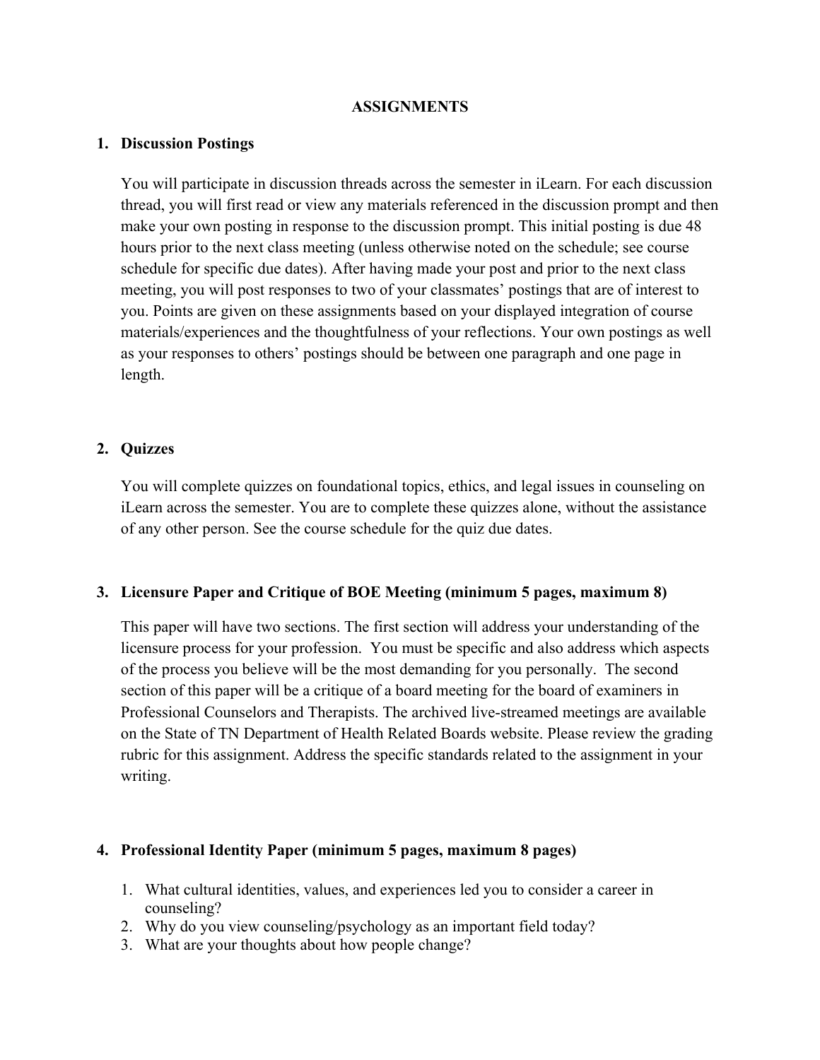## ASSIGNMENTS

### 1. Discussion Postings

You will participate in discussion threads across the semester in iLearn. For each discussion thread, you will first read or view any materials referenced in the discussion prompt and then make your own posting in response to the discussion prompt. This initial posting is due 48 hours prior to the next class meeting (unless otherwise noted on the schedule; see course schedule for specific due dates). After having made your post and prior to the next class meeting, you will post responses to two of your classmates' postings that are of interest to you. Points are given on these assignments based on your displayed integration of course materials/experiences and the thoughtfulness of your reflections. Your own postings as well as your responses to others' postings should be between one paragraph and one page in length.

### 2. Quizzes

You will complete quizzes on foundational topics, ethics, and legal issues in counseling on iLearn across the semester. You are to complete these quizzes alone, without the assistance of any other person. See the course schedule for the quiz due dates.

### 3. Licensure Paper and Critique of BOE Meeting (minimum 5 pages, maximum 8)

This paper will have two sections. The first section will address your understanding of the licensure process for your profession. You must be specific and also address which aspects of the process you believe will be the most demanding for you personally. The second section of this paper will be a critique of a board meeting for the board of examiners in Professional Counselors and Therapists. The archived live-streamed meetings are available on the State of TN Department of Health Related Boards website. Please review the grading rubric for this assignment. Address the specific standards related to the assignment in your writing.

### 4. Professional Identity Paper (minimum 5 pages, maximum 8 pages)

1. What cultural identities, values, and experiences led you to consider a career in counseling?
2. Why do you view counseling/psychology as an important field today?
3. What are your thoughts about how people change?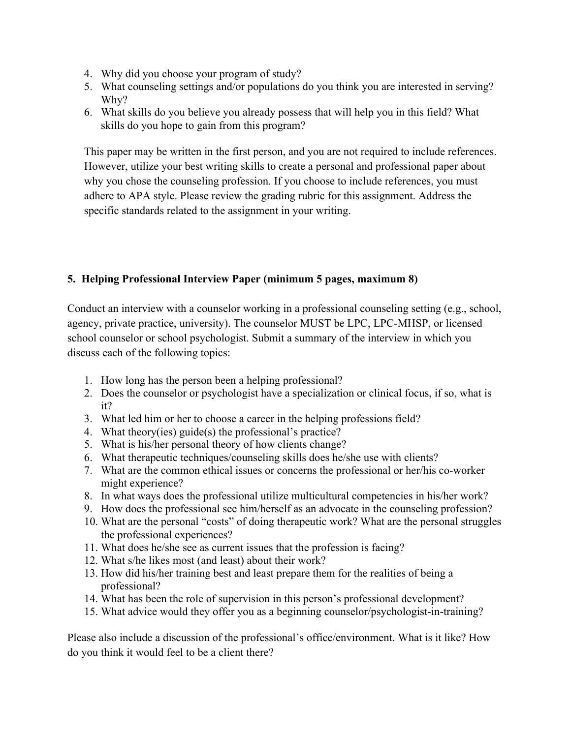4. Why did you choose your program of study?
5. What counseling settings and/or populations do you think you are interested in serving? Why?
6. What skills do you believe you already possess that will help you in this field? What skills do you hope to gain from this program?

This paper may be written in the first person, and you are not required to include references. However, utilize your best writing skills to create a personal and professional paper about why you chose the counseling profession. If you choose to include references, you must adhere to APA style. Please review the grading rubric for this assignment. Address the specific standards related to the assignment in your writing.

**5. Helping Professional Interview Paper (minimum 5 pages, maximum 8)**

Conduct an interview with a counselor working in a professional counseling setting (e.g., school, agency, private practice, university). The counselor MUST be LPC, LPC-MHSP, or licensed school counselor or school psychologist. Submit a summary of the interview in which you discuss each of the following topics:

1. How long has the person been a helping professional?
2. Does the counselor or psychologist have a specialization or clinical focus, if so, what is it?
3. What led him or her to choose a career in the helping professions field?
4. What theory(ies) guide(s) the professional's practice?
5. What is his/her personal theory of how clients change?
6. What therapeutic techniques/counseling skills does he/she use with clients?
7. What are the common ethical issues or concerns the professional or her/his co-worker might experience?
8. In what ways does the professional utilize multicultural competencies in his/her work?
9. How does the professional see him/herself as an advocate in the counseling profession?
10. What are the personal "costs" of doing therapeutic work? What are the personal struggles the professional experiences?
11. What does he/she see as current issues that the profession is facing?
12. What s/he likes most (and least) about their work?
13. How did his/her training best and least prepare them for the realities of being a professional?
14. What has been the role of supervision in this person's professional development?
15. What advice would they offer you as a beginning counselor/psychologist-in-training?

Please also include a discussion of the professional's office/environment. What is it like? How do you think it would feel to be a client there?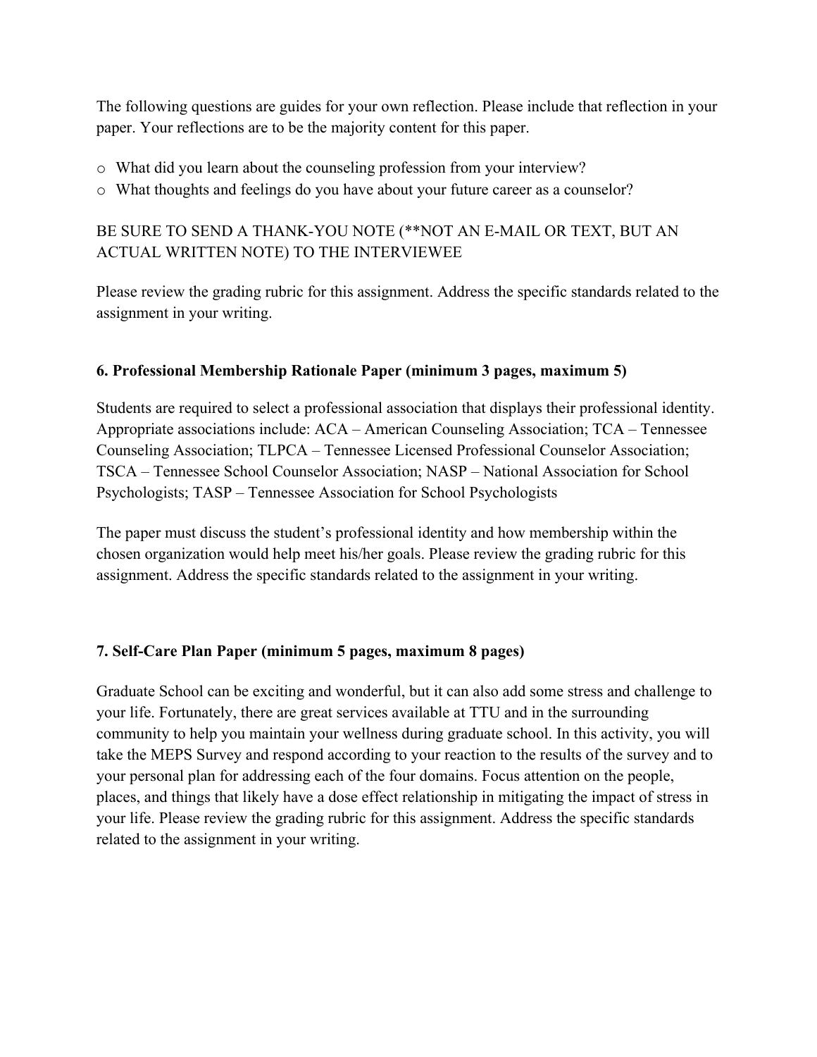The following questions are guides for your own reflection. Please include that reflection in your paper. Your reflections are to be the majority content for this paper.

- What did you learn about the counseling profession from your interview?
- What thoughts and feelings do you have about your future career as a counselor?

BE SURE TO SEND A THANK-YOU NOTE (**NOT AN E-MAIL OR TEXT, BUT AN ACTUAL WRITTEN NOTE) TO THE INTERVIEWEE

Please review the grading rubric for this assignment. Address the specific standards related to the assignment in your writing.

**6. Professional Membership Rationale Paper (minimum 3 pages, maximum 5)**

Students are required to select a professional association that displays their professional identity. Appropriate associations include: ACA – American Counseling Association; TCA – Tennessee Counseling Association; TLPCA – Tennessee Licensed Professional Counselor Association; TSCA – Tennessee School Counselor Association; NASP – National Association for School Psychologists; TASP – Tennessee Association for School Psychologists

The paper must discuss the student's professional identity and how membership within the chosen organization would help meet his/her goals. Please review the grading rubric for this assignment. Address the specific standards related to the assignment in your writing.

**7. Self-Care Plan Paper (minimum 5 pages, maximum 8 pages)**

Graduate School can be exciting and wonderful, but it can also add some stress and challenge to your life. Fortunately, there are great services available at TTU and in the surrounding community to help you maintain your wellness during graduate school. In this activity, you will take the MEPS Survey and respond according to your reaction to the results of the survey and to your personal plan for addressing each of the four domains. Focus attention on the people, places, and things that likely have a dose effect relationship in mitigating the impact of stress in your life. Please review the grading rubric for this assignment. Address the specific standards related to the assignment in your writing.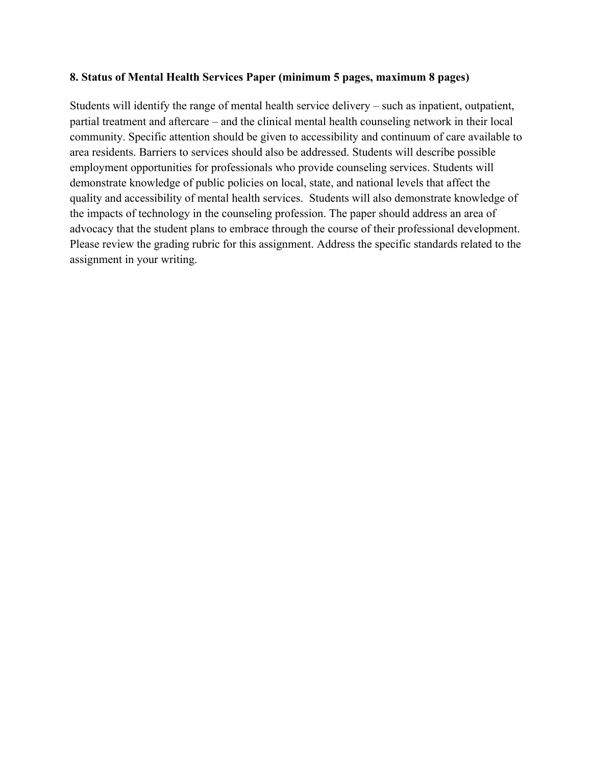**8. Status of Mental Health Services Paper (minimum 5 pages, maximum 8 pages)**

Students will identify the range of mental health service delivery – such as inpatient, outpatient, partial treatment and aftercare – and the clinical mental health counseling network in their local community. Specific attention should be given to accessibility and continuum of care available to area residents. Barriers to services should also be addressed. Students will describe possible employment opportunities for professionals who provide counseling services. Students will demonstrate knowledge of public policies on local, state, and national levels that affect the quality and accessibility of mental health services. Students will also demonstrate knowledge of the impacts of technology in the counseling profession. The paper should address an area of advocacy that the student plans to embrace through the course of their professional development. Please review the grading rubric for this assignment. Address the specific standards related to the assignment in your writing.